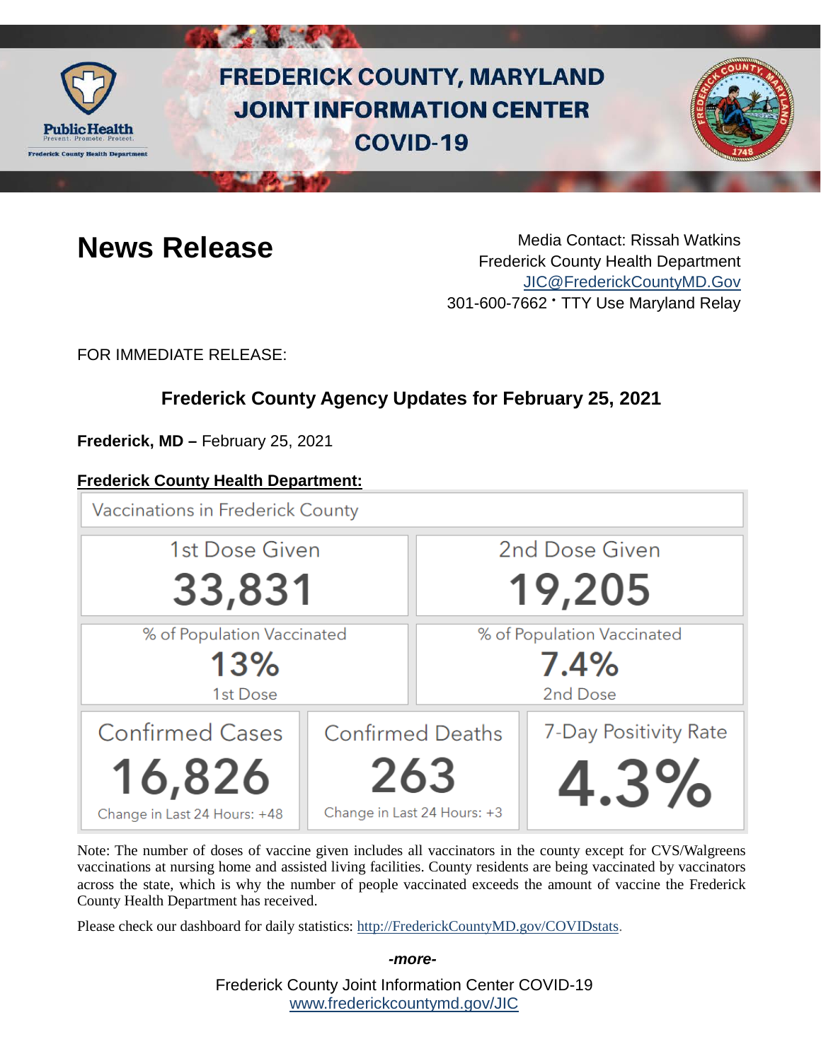# FREDERICK COUNTY, MARYLAND JOINT INFORMATION CENTER COVID-19

## News Release

Media Contact: Rissah Watkins
Frederick County Health Department
JIC@FrederickCountyMD.Gov
301-600-7662 • TTY Use Maryland Relay

FOR IMMEDIATE RELEASE:

### Frederick County Agency Updates for February 25, 2021

**Frederick, MD –** February 25, 2021

**Frederick County Health Department:**

Vaccinations in Frederick County

| 1st Dose Given | 2nd Dose Given |
|---|---|
| 33,831 | 19,205 |
| % of Population Vaccinated: 13% (1st Dose) | % of Population Vaccinated: 7.4% (2nd Dose) |

| Confirmed Cases | Confirmed Deaths | 7-Day Positivity Rate |
|---|---|---|
| 16,826 | 263 | 4.3% |
| Change in Last 24 Hours: +48 | Change in Last 24 Hours: +3 | |

Note: The number of doses of vaccine given includes all vaccinators in the county except for CVS/Walgreens vaccinations at nursing home and assisted living facilities. County residents are being vaccinated by vaccinators across the state, which is why the number of people vaccinated exceeds the amount of vaccine the Frederick County Health Department has received.

Please check our dashboard for daily statistics: http://FrederickCountyMD.gov/COVIDstats.

*-more-*

Frederick County Joint Information Center COVID-19
www.frederickcountymd.gov/JIC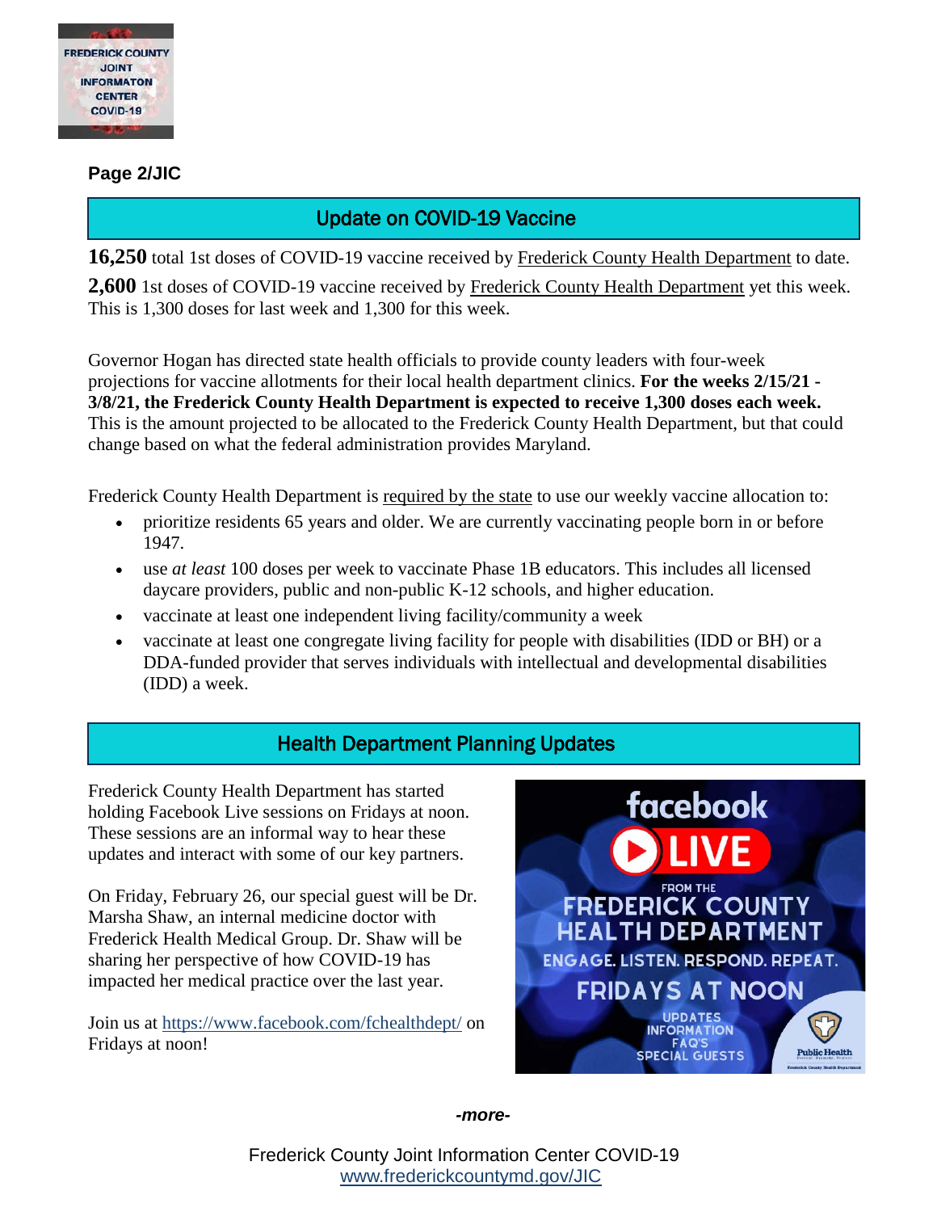**Page 2/JIC**

## Update on COVID-19 Vaccine

**16,250** total 1st doses of COVID-19 vaccine received by Frederick County Health Department to date.

**2,600** 1st doses of COVID-19 vaccine received by Frederick County Health Department yet this week. This is 1,300 doses for last week and 1,300 for this week.

Governor Hogan has directed state health officials to provide county leaders with four-week projections for vaccine allotments for their local health department clinics. **For the weeks 2/15/21 - 3/8/21, the Frederick County Health Department is expected to receive 1,300 doses each week.** This is the amount projected to be allocated to the Frederick County Health Department, but that could change based on what the federal administration provides Maryland.

Frederick County Health Department is required by the state to use our weekly vaccine allocation to:

- prioritize residents 65 years and older. We are currently vaccinating people born in or before 1947.
- use *at least* 100 doses per week to vaccinate Phase 1B educators. This includes all licensed daycare providers, public and non-public K-12 schools, and higher education.
- vaccinate at least one independent living facility/community a week
- vaccinate at least one congregate living facility for people with disabilities (IDD or BH) or a DDA-funded provider that serves individuals with intellectual and developmental disabilities (IDD) a week.

## Health Department Planning Updates

Frederick County Health Department has started holding Facebook Live sessions on Fridays at noon. These sessions are an informal way to hear these updates and interact with some of our key partners.

On Friday, February 26, our special guest will be Dr. Marsha Shaw, an internal medicine doctor with Frederick Health Medical Group. Dr. Shaw will be sharing her perspective of how COVID-19 has impacted her medical practice over the last year.

Join us at https://www.facebook.com/fchealthdept/ on Fridays at noon!

*-more-*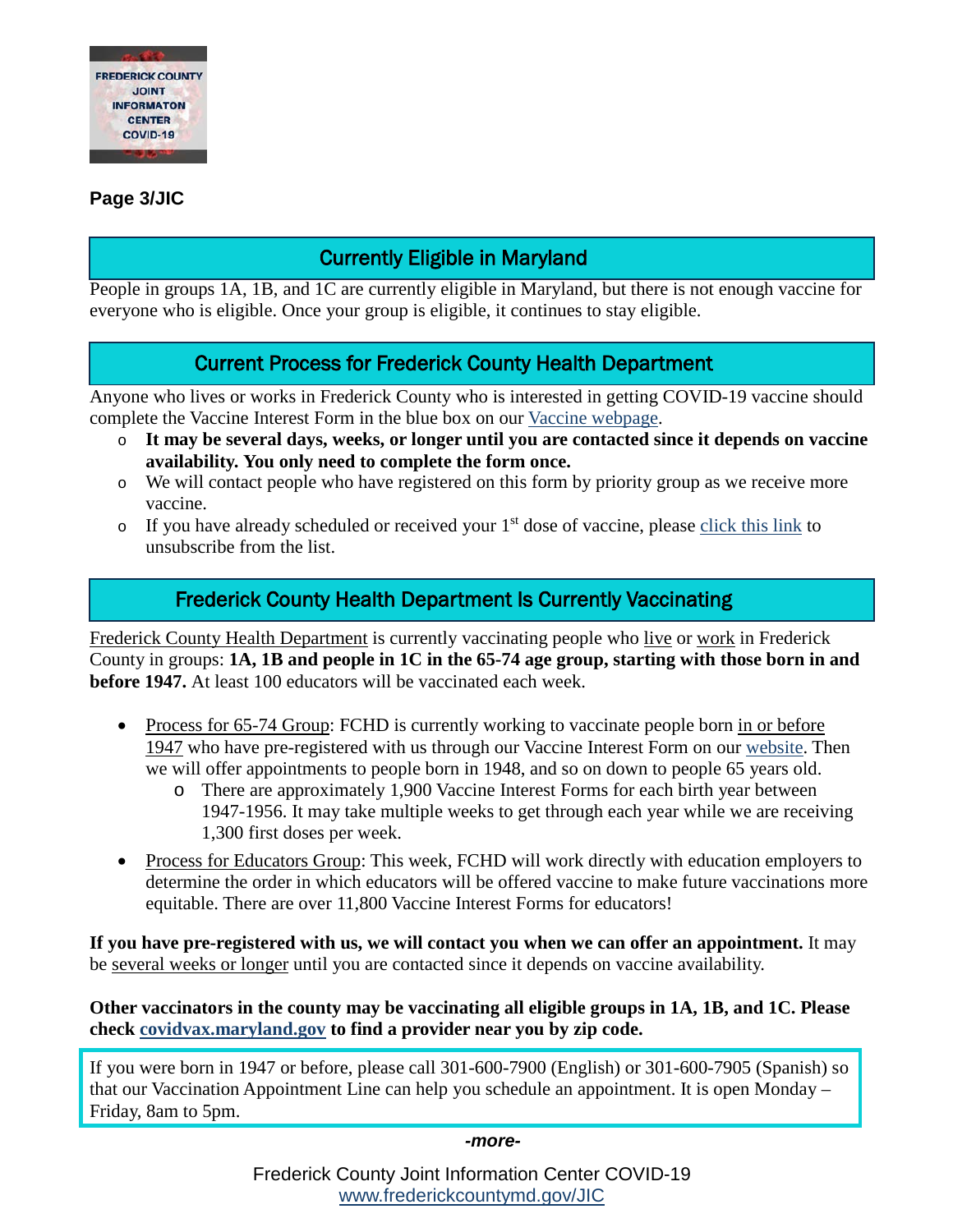**Page 3/JIC**

## Currently Eligible in Maryland

People in groups 1A, 1B, and 1C are currently eligible in Maryland, but there is not enough vaccine for everyone who is eligible. Once your group is eligible, it continues to stay eligible.

## Current Process for Frederick County Health Department

Anyone who lives or works in Frederick County who is interested in getting COVID-19 vaccine should complete the Vaccine Interest Form in the blue box on our Vaccine webpage.

- **It may be several days, weeks, or longer until you are contacted since it depends on vaccine availability. You only need to complete the form once.**
- We will contact people who have registered on this form by priority group as we receive more vaccine.
- If you have already scheduled or received your 1st dose of vaccine, please click this link to unsubscribe from the list.

## Frederick County Health Department Is Currently Vaccinating

Frederick County Health Department is currently vaccinating people who live or work in Frederick County in groups: **1A, 1B and people in 1C in the 65-74 age group, starting with those born in and before 1947.** At least 100 educators will be vaccinated each week.

- Process for 65-74 Group: FCHD is currently working to vaccinate people born in or before 1947 who have pre-registered with us through our Vaccine Interest Form on our website. Then we will offer appointments to people born in 1948, and so on down to people 65 years old.
  - There are approximately 1,900 Vaccine Interest Forms for each birth year between 1947-1956. It may take multiple weeks to get through each year while we are receiving 1,300 first doses per week.
- Process for Educators Group: This week, FCHD will work directly with education employers to determine the order in which educators will be offered vaccine to make future vaccinations more equitable. There are over 11,800 Vaccine Interest Forms for educators!

**If you have pre-registered with us, we will contact you when we can offer an appointment.** It may be several weeks or longer until you are contacted since it depends on vaccine availability.

**Other vaccinators in the county may be vaccinating all eligible groups in 1A, 1B, and 1C. Please check covidvax.maryland.gov to find a provider near you by zip code.**

If you were born in 1947 or before, please call 301-600-7900 (English) or 301-600-7905 (Spanish) so that our Vaccination Appointment Line can help you schedule an appointment. It is open Monday – Friday, 8am to 5pm.

*-more-*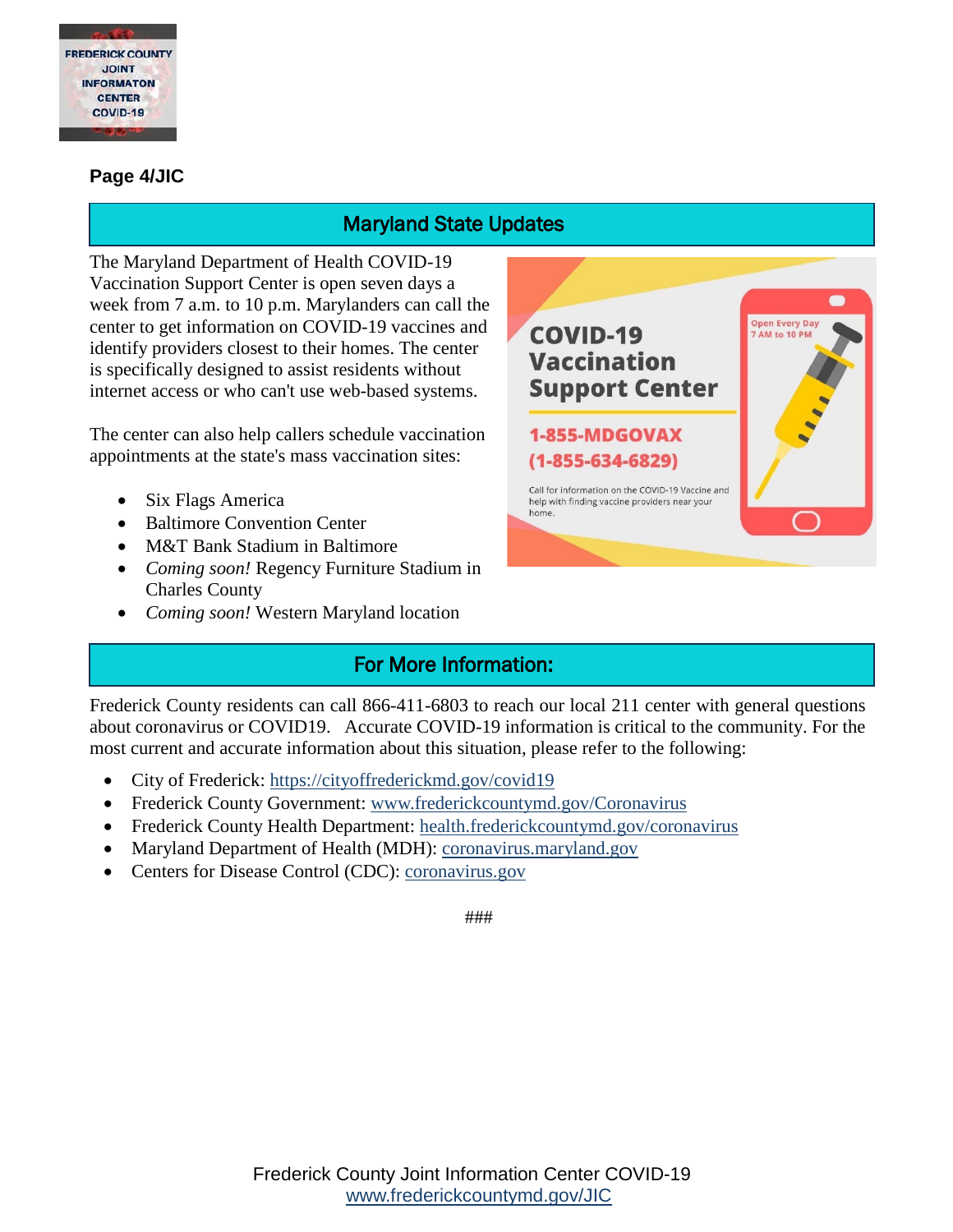## Maryland State Updates

The Maryland Department of Health COVID-19 Vaccination Support Center is open seven days a week from 7 a.m. to 10 p.m. Marylanders can call the center to get information on COVID-19 vaccines and identify providers closest to their homes. The center is specifically designed to assist residents without internet access or who can't use web-based systems.

The center can also help callers schedule vaccination appointments at the state's mass vaccination sites:

- Six Flags America
- Baltimore Convention Center
- M&T Bank Stadium in Baltimore
- *Coming soon!* Regency Furniture Stadium in Charles County
- *Coming soon!* Western Maryland location

COVID-19 Vaccination Support Center

1-855-MDGOVAX

(1-855-634-6829)

Call for information on the COVID-19 Vaccine and help with finding vaccine providers near your home.

Open Every Day 7 AM to 10 PM

## For More Information:

Frederick County residents can call 866-411-6803 to reach our local 211 center with general questions about coronavirus or COVID19. Accurate COVID-19 information is critical to the community. For the most current and accurate information about this situation, please refer to the following:

- City of Frederick: https://cityoffrederickmd.gov/covid19
- Frederick County Government: www.frederickcountymd.gov/Coronavirus
- Frederick County Health Department: health.frederickcountymd.gov/coronavirus
- Maryland Department of Health (MDH): coronavirus.maryland.gov
- Centers for Disease Control (CDC): coronavirus.gov

###